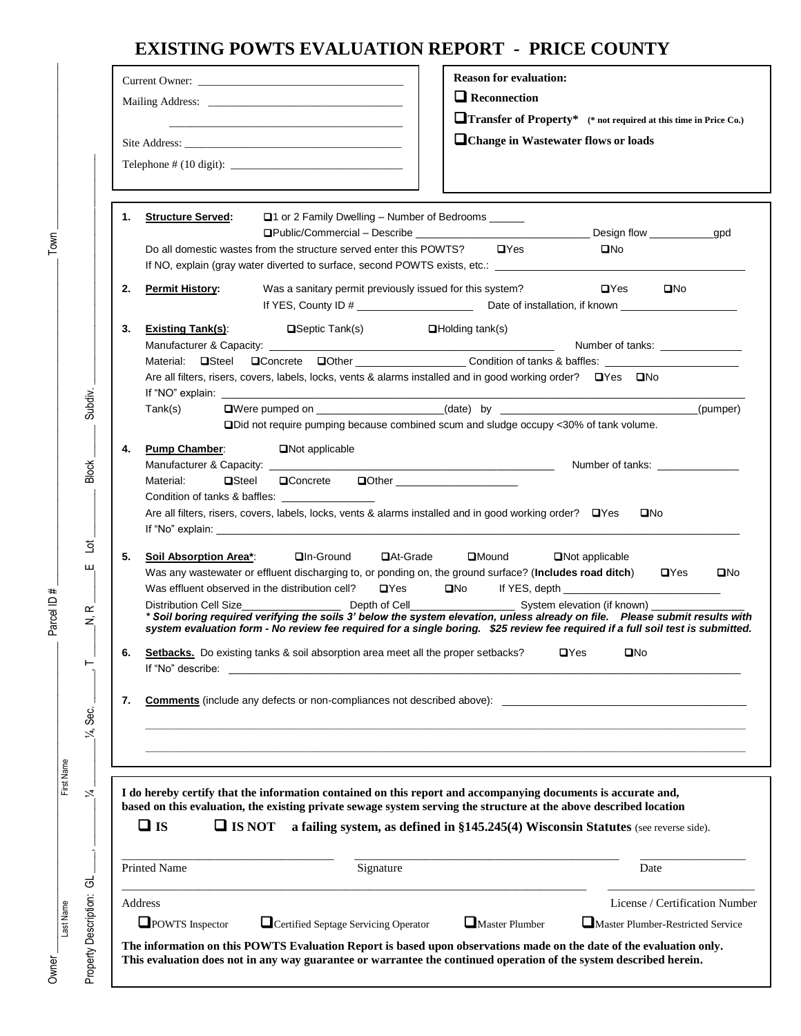# EXISTING POWTS EVALUATION REPORT - PRICE COUNTY

Current Owner: ____________________________________

Mailing Address: ____________________________________

____________________________________

Site Address: ____________________________________

Telephone # (10 digit): ____________________________________

**Reason for evaluation:**

- ❑ **Reconnection**
- ❑ **Transfer of Property\*** **(\* not required at this time in Price Co.)**
- ❑ **Change in Wastewater flows or loads**

**1. Structure Served:** ❑1 or 2 Family Dwelling – Number of Bedrooms ______
❑Public/Commercial – Describe ______________________________ Design flow ___________gpd

Do all domestic wastes from the structure served enter this POWTS? ❑Yes ❑No

If NO, explain (gray water diverted to surface, second POWTS exists, etc.: ____________________

**2. Permit History:** Was a sanitary permit previously issued for this system? ❑Yes ❑No

If YES, County ID # ____________________ Date of installation, if known ____________________

**3. Existing Tank(s):** ❑Septic Tank(s) ❑Holding tank(s)

Manufacturer & Capacity: ______________________________ Number of tanks: ______________

Material: ❑Steel ❑Concrete ❑Other __________________ Condition of tanks & baffles: ______________________

Are all filters, risers, covers, labels, locks, vents & alarms installed and in good working order? ❑Yes ❑No

If "NO" explain: ____________________________________

Tank(s) ❑Were pumped on ____________________(date) by ______________________________(pumper)

❑Did not require pumping because combined scum and sludge occupy <30% of tank volume.

**4. Pump Chamber:** ❑Not applicable

Manufacturer & Capacity: ______________________________ Number of tanks: ______________

Material: ❑Steel ❑Concrete ❑Other ____________________

Condition of tanks & baffles: ________________

Are all filters, risers, covers, labels, locks, vents & alarms installed and in good working order? ❑Yes ❑No

If "No" explain: ____________________________________

**5. Soil Absorption Area\*:** ❑In-Ground ❑At-Grade ❑Mound ❑Not applicable

Was any wastewater or effluent discharging to, or ponding on, the ground surface? (**Includes road ditch**) ❑Yes ❑No

Was effluent observed in the distribution cell? ❑Yes ❑No If YES, depth __________________________

Distribution Cell Size_________________ Depth of Cell__________________ System elevation (if known) ________________

***\* Soil boring required verifying the soils 3' below the system elevation, unless already on file. Please submit results with system evaluation form - No review fee required for a single boring. $25 review fee required if a full soil test is submitted.***

**6. Setbacks.** Do existing tanks & soil absorption area meet all the proper setbacks? ❑Yes ❑No

If "No" describe: ____________________________________

**7. Comments** (include any defects or non-compliances not described above): ____________________________________

____________________________________

____________________________________

**I do hereby certify that the information contained on this report and accompanying documents is accurate and, based on this evaluation, the existing private sewage system serving the structure at the above described location**

❑ **IS** ❑ **IS NOT** **a failing system, as defined in §145.245(4) Wisconsin Statutes** (see reverse side).

______________________ ______________________ ______________

Printed Name Signature Date

____________________________________ ______________________

Address License / Certification Number

❑POWTS Inspector ❑Certified Septage Servicing Operator ❑Master Plumber ❑Master Plumber-Restricted Service

**The information on this POWTS Evaluation Report is based upon observations made on the date of the evaluation only. This evaluation does not in any way guarantee or warrantee the continued operation of the system described herein.**

Owner ____________ Last Name ____________ First Name ____________ Parcel ID # ____________ Town ____________

Property Description: GL ____, ______ ¼ ______ ¼, Sec. ______, T ______ N, R ______ E Lot ______ Block ______ Subdiv. ______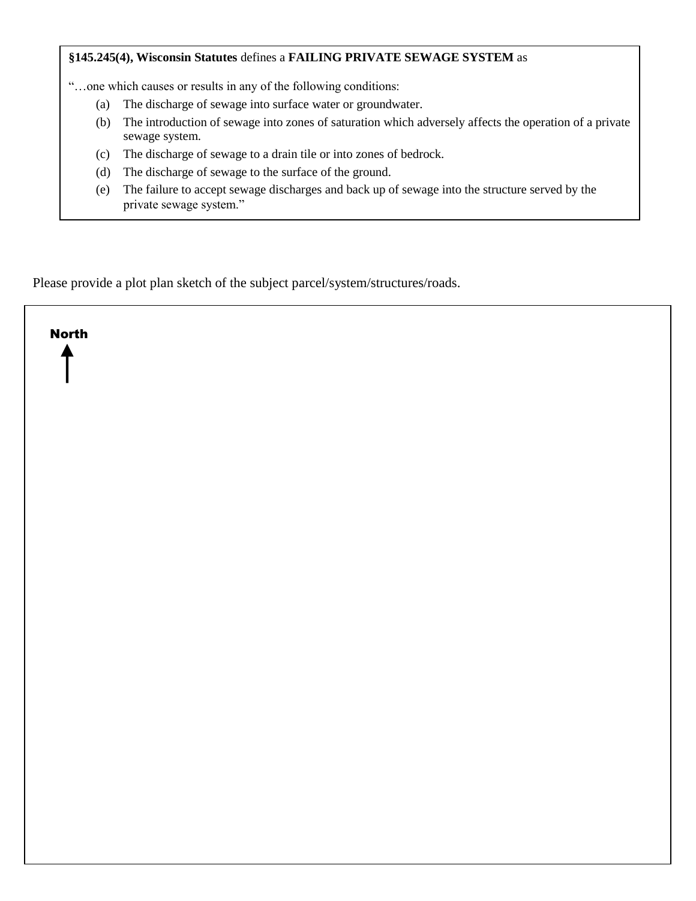**§145.245(4), Wisconsin Statutes** defines a **FAILING PRIVATE SEWAGE SYSTEM** as

"…one which causes or results in any of the following conditions:

(a) The discharge of sewage into surface water or groundwater.

(b) The introduction of sewage into zones of saturation which adversely affects the operation of a private sewage system.

(c) The discharge of sewage to a drain tile or into zones of bedrock.

(d) The discharge of sewage to the surface of the ground.

(e) The failure to accept sewage discharges and back up of sewage into the structure served by the private sewage system."

Please provide a plot plan sketch of the subject parcel/system/structures/roads.

**North**